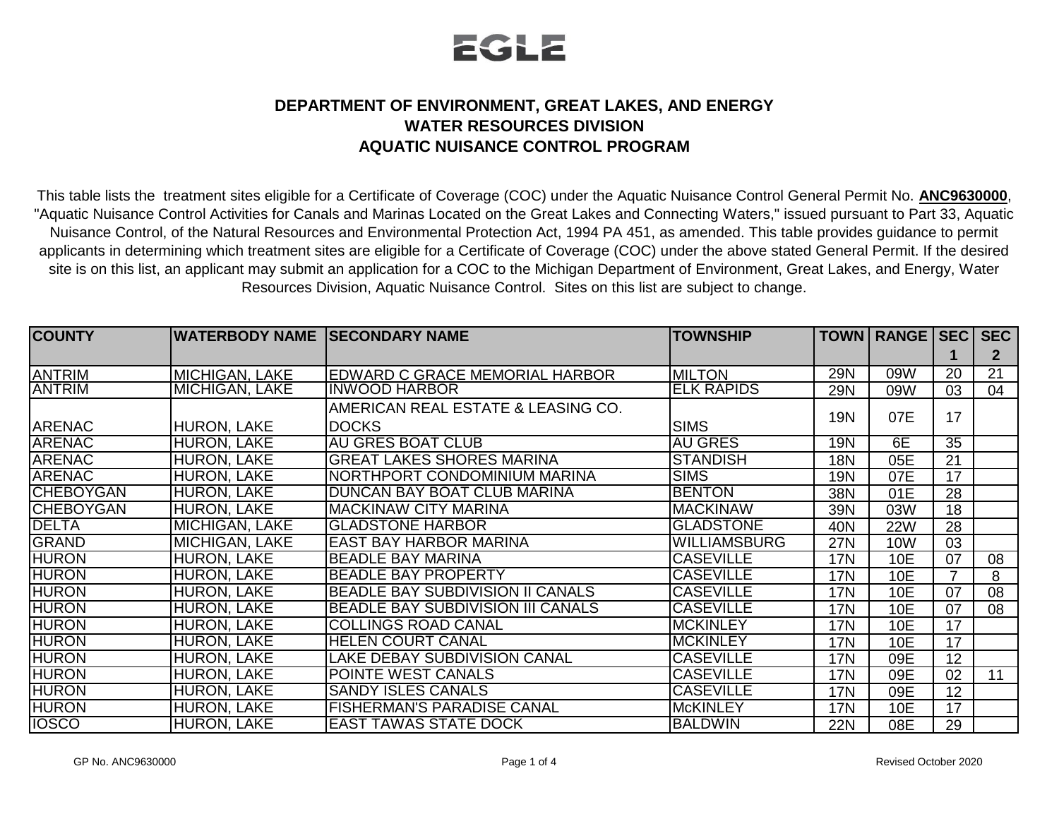EGLE

# DEPARTMENT OF ENVIRONMENT, GREAT LAKES, AND ENERGY
## WATER RESOURCES DIVISION
## AQUATIC NUISANCE CONTROL PROGRAM

This table lists the treatment sites eligible for a Certificate of Coverage (COC) under the Aquatic Nuisance Control General Permit No. **ANC9630000**, "Aquatic Nuisance Control Activities for Canals and Marinas Located on the Great Lakes and Connecting Waters," issued pursuant to Part 33, Aquatic Nuisance Control, of the Natural Resources and Environmental Protection Act, 1994 PA 451, as amended. This table provides guidance to permit applicants in determining which treatment sites are eligible for a Certificate of Coverage (COC) under the above stated General Permit. If the desired site is on this list, an applicant may submit an application for a COC to the Michigan Department of Environment, Great Lakes, and Energy, Water Resources Division, Aquatic Nuisance Control. Sites on this list are subject to change.

| COUNTY | WATERBODY NAME | SECONDARY NAME | TOWNSHIP | TOWN | RANGE | SEC 1 | SEC 2 |
|---|---|---|---|---|---|---|---|
| ANTRIM | MICHIGAN, LAKE | EDWARD C GRACE MEMORIAL HARBOR | MILTON | 29N | 09W | 20 | 21 |
| ANTRIM | MICHIGAN, LAKE | INWOOD HARBOR | ELK RAPIDS | 29N | 09W | 03 | 04 |
| ARENAC | HURON, LAKE | AMERICAN REAL ESTATE & LEASING CO. DOCKS | SIMS | 19N | 07E | 17 | |
| ARENAC | HURON, LAKE | AU GRES BOAT CLUB | AU GRES | 19N | 6E | 35 | |
| ARENAC | HURON, LAKE | GREAT LAKES SHORES MARINA | STANDISH | 18N | 05E | 21 | |
| ARENAC | HURON, LAKE | NORTHPORT CONDOMINIUM MARINA | SIMS | 19N | 07E | 17 | |
| CHEBOYGAN | HURON, LAKE | DUNCAN BAY BOAT CLUB MARINA | BENTON | 38N | 01E | 28 | |
| CHEBOYGAN | HURON, LAKE | MACKINAW CITY MARINA | MACKINAW | 39N | 03W | 18 | |
| DELTA | MICHIGAN, LAKE | GLADSTONE HARBOR | GLADSTONE | 40N | 22W | 28 | |
| GRAND | MICHIGAN, LAKE | EAST BAY HARBOR MARINA | WILLIAMSBURG | 27N | 10W | 03 | |
| HURON | HURON, LAKE | BEADLE BAY MARINA | CASEVILLE | 17N | 10E | 07 | 08 |
| HURON | HURON, LAKE | BEADLE BAY PROPERTY | CASEVILLE | 17N | 10E | 7 | 8 |
| HURON | HURON, LAKE | BEADLE BAY SUBDIVISION II CANALS | CASEVILLE | 17N | 10E | 07 | 08 |
| HURON | HURON, LAKE | BEADLE BAY SUBDIVISION III CANALS | CASEVILLE | 17N | 10E | 07 | 08 |
| HURON | HURON, LAKE | COLLINGS ROAD CANAL | MCKINLEY | 17N | 10E | 17 | |
| HURON | HURON, LAKE | HELEN COURT CANAL | MCKINLEY | 17N | 10E | 17 | |
| HURON | HURON, LAKE | LAKE DEBAY SUBDIVISION CANAL | CASEVILLE | 17N | 09E | 12 | |
| HURON | HURON, LAKE | POINTE WEST CANALS | CASEVILLE | 17N | 09E | 02 | 11 |
| HURON | HURON, LAKE | SANDY ISLES CANALS | CASEVILLE | 17N | 09E | 12 | |
| HURON | HURON, LAKE | FISHERMAN'S PARADISE CANAL | McKINLEY | 17N | 10E | 17 | |
| IOSCO | HURON, LAKE | EAST TAWAS STATE DOCK | BALDWIN | 22N | 08E | 29 | |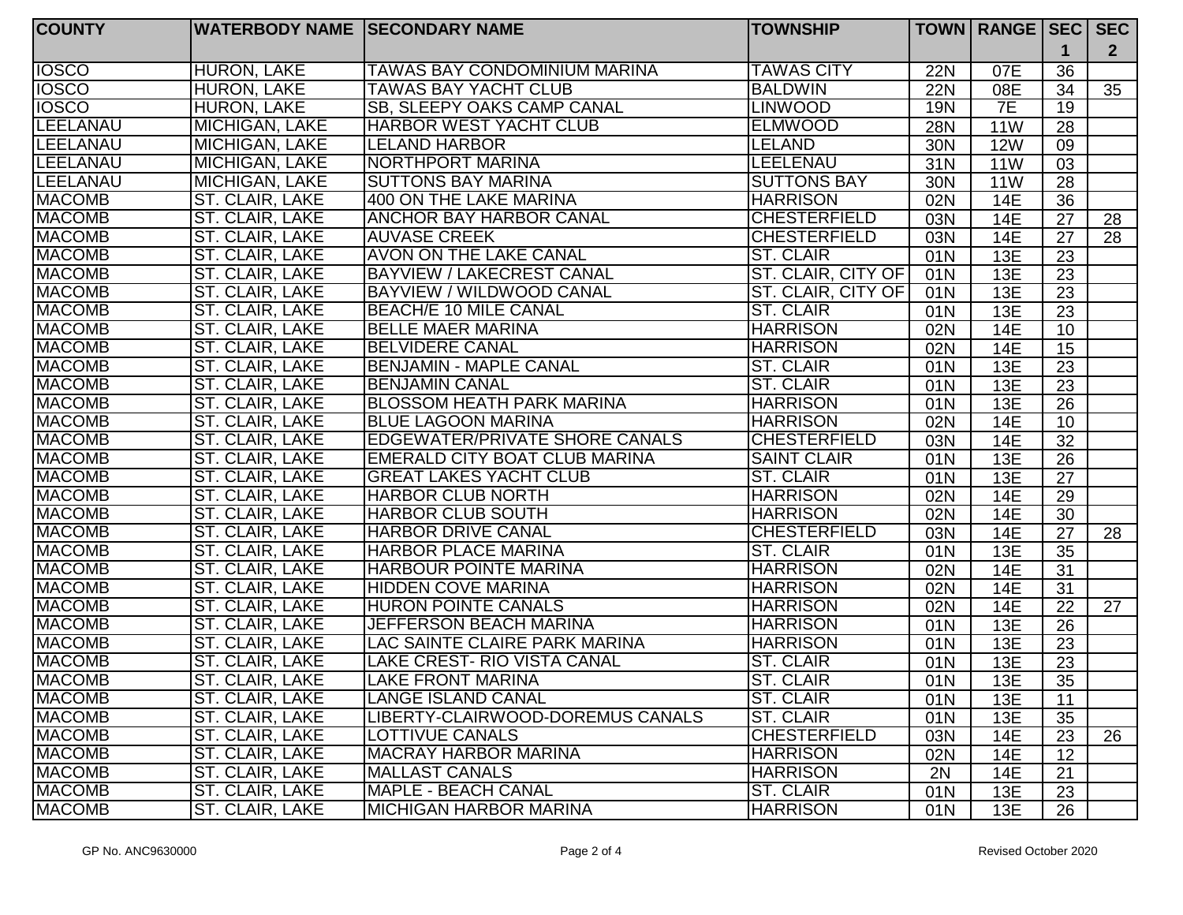| COUNTY | WATERBODY NAME | SECONDARY NAME | TOWNSHIP | TOWN | RANGE | SEC 1 | SEC 2 |
|---|---|---|---|---|---|---|---|
| IOSCO | HURON, LAKE | TAWAS BAY CONDOMINIUM MARINA | TAWAS CITY | 22N | 07E | 36 | |
| IOSCO | HURON, LAKE | TAWAS BAY YACHT CLUB | BALDWIN | 22N | 08E | 34 | 35 |
| IOSCO | HURON, LAKE | SB, SLEEPY OAKS CAMP CANAL | LINWOOD | 19N | 7E | 19 | |
| LEELANAU | MICHIGAN, LAKE | HARBOR WEST YACHT CLUB | ELMWOOD | 28N | 11W | 28 | |
| LEELANAU | MICHIGAN, LAKE | LELAND HARBOR | LELAND | 30N | 12W | 09 | |
| LEELANAU | MICHIGAN, LAKE | NORTHPORT MARINA | LEELENAU | 31N | 11W | 03 | |
| LEELANAU | MICHIGAN, LAKE | SUTTONS BAY MARINA | SUTTONS BAY | 30N | 11W | 28 | |
| MACOMB | ST. CLAIR, LAKE | 400 ON THE LAKE MARINA | HARRISON | 02N | 14E | 36 | |
| MACOMB | ST. CLAIR, LAKE | ANCHOR BAY HARBOR CANAL | CHESTERFIELD | 03N | 14E | 27 | 28 |
| MACOMB | ST. CLAIR, LAKE | AUVASE CREEK | CHESTERFIELD | 03N | 14E | 27 | 28 |
| MACOMB | ST. CLAIR, LAKE | AVON ON THE LAKE CANAL | ST. CLAIR | 01N | 13E | 23 | |
| MACOMB | ST. CLAIR, LAKE | BAYVIEW / LAKECREST CANAL | ST. CLAIR, CITY OF | 01N | 13E | 23 | |
| MACOMB | ST. CLAIR, LAKE | BAYVIEW / WILDWOOD CANAL | ST. CLAIR, CITY OF | 01N | 13E | 23 | |
| MACOMB | ST. CLAIR, LAKE | BEACH/E 10 MILE CANAL | ST. CLAIR | 01N | 13E | 23 | |
| MACOMB | ST. CLAIR, LAKE | BELLE MAER MARINA | HARRISON | 02N | 14E | 10 | |
| MACOMB | ST. CLAIR, LAKE | BELVIDERE CANAL | HARRISON | 02N | 14E | 15 | |
| MACOMB | ST. CLAIR, LAKE | BENJAMIN - MAPLE CANAL | ST. CLAIR | 01N | 13E | 23 | |
| MACOMB | ST. CLAIR, LAKE | BENJAMIN CANAL | ST. CLAIR | 01N | 13E | 23 | |
| MACOMB | ST. CLAIR, LAKE | BLOSSOM HEATH PARK MARINA | HARRISON | 01N | 13E | 26 | |
| MACOMB | ST. CLAIR, LAKE | BLUE LAGOON MARINA | HARRISON | 02N | 14E | 10 | |
| MACOMB | ST. CLAIR, LAKE | EDGEWATER/PRIVATE SHORE CANALS | CHESTERFIELD | 03N | 14E | 32 | |
| MACOMB | ST. CLAIR, LAKE | EMERALD CITY BOAT CLUB MARINA | SAINT CLAIR | 01N | 13E | 26 | |
| MACOMB | ST. CLAIR, LAKE | GREAT LAKES YACHT CLUB | ST. CLAIR | 01N | 13E | 27 | |
| MACOMB | ST. CLAIR, LAKE | HARBOR CLUB NORTH | HARRISON | 02N | 14E | 29 | |
| MACOMB | ST. CLAIR, LAKE | HARBOR CLUB SOUTH | HARRISON | 02N | 14E | 30 | |
| MACOMB | ST. CLAIR, LAKE | HARBOR DRIVE CANAL | CHESTERFIELD | 03N | 14E | 27 | 28 |
| MACOMB | ST. CLAIR, LAKE | HARBOR PLACE MARINA | ST. CLAIR | 01N | 13E | 35 | |
| MACOMB | ST. CLAIR, LAKE | HARBOUR POINTE MARINA | HARRISON | 02N | 14E | 31 | |
| MACOMB | ST. CLAIR, LAKE | HIDDEN COVE MARINA | HARRISON | 02N | 14E | 31 | |
| MACOMB | ST. CLAIR, LAKE | HURON POINTE CANALS | HARRISON | 02N | 14E | 22 | 27 |
| MACOMB | ST. CLAIR, LAKE | JEFFERSON BEACH MARINA | HARRISON | 01N | 13E | 26 | |
| MACOMB | ST. CLAIR, LAKE | LAC SAINTE CLAIRE PARK MARINA | HARRISON | 01N | 13E | 23 | |
| MACOMB | ST. CLAIR, LAKE | LAKE CREST- RIO VISTA CANAL | ST. CLAIR | 01N | 13E | 23 | |
| MACOMB | ST. CLAIR, LAKE | LAKE FRONT MARINA | ST. CLAIR | 01N | 13E | 35 | |
| MACOMB | ST. CLAIR, LAKE | LANGE ISLAND CANAL | ST. CLAIR | 01N | 13E | 11 | |
| MACOMB | ST. CLAIR, LAKE | LIBERTY-CLAIRWOOD-DOREMUS CANALS | ST. CLAIR | 01N | 13E | 35 | |
| MACOMB | ST. CLAIR, LAKE | LOTTIVUE CANALS | CHESTERFIELD | 03N | 14E | 23 | 26 |
| MACOMB | ST. CLAIR, LAKE | MACRAY HARBOR MARINA | HARRISON | 02N | 14E | 12 | |
| MACOMB | ST. CLAIR, LAKE | MALLAST CANALS | HARRISON | 2N | 14E | 21 | |
| MACOMB | ST. CLAIR, LAKE | MAPLE - BEACH CANAL | ST. CLAIR | 01N | 13E | 23 | |
| MACOMB | ST. CLAIR, LAKE | MICHIGAN HARBOR MARINA | HARRISON | 01N | 13E | 26 | |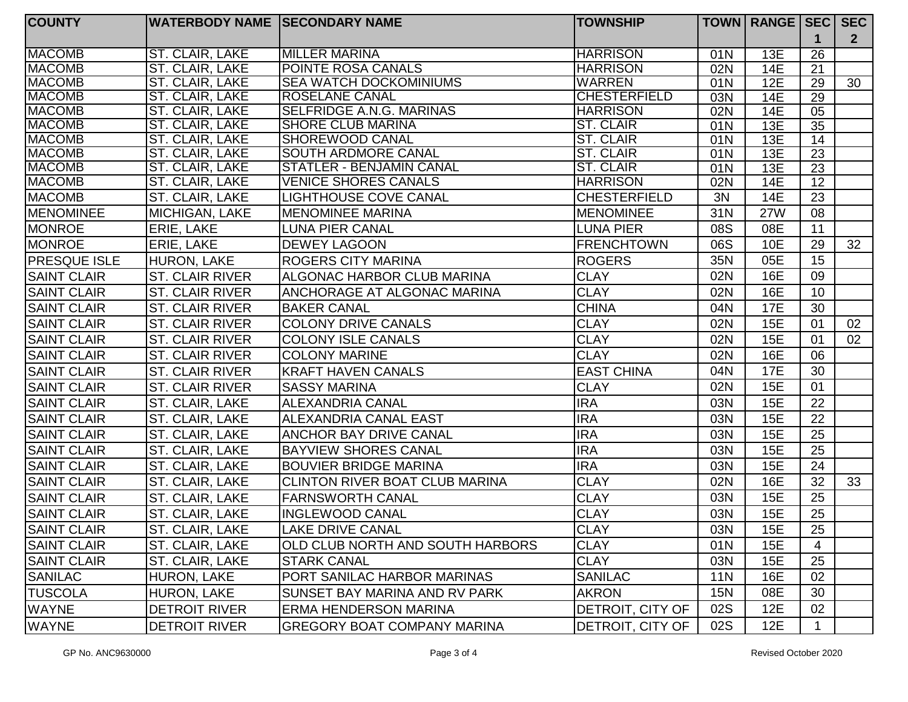| COUNTY | WATERBODY NAME | SECONDARY NAME | TOWNSHIP | TOWN | RANGE | SEC 1 | SEC 2 |
|---|---|---|---|---|---|---|---|
| MACOMB | ST. CLAIR, LAKE | MILLER MARINA | HARRISON | 01N | 13E | 26 | |
| MACOMB | ST. CLAIR, LAKE | POINTE ROSA CANALS | HARRISON | 02N | 14E | 21 | |
| MACOMB | ST. CLAIR, LAKE | SEA WATCH DOCKOMINIUMS | WARREN | 01N | 12E | 29 | 30 |
| MACOMB | ST. CLAIR, LAKE | ROSELANE CANAL | CHESTERFIELD | 03N | 14E | 29 | |
| MACOMB | ST. CLAIR, LAKE | SELFRIDGE A.N.G. MARINAS | HARRISON | 02N | 14E | 05 | |
| MACOMB | ST. CLAIR, LAKE | SHORE CLUB MARINA | ST. CLAIR | 01N | 13E | 35 | |
| MACOMB | ST. CLAIR, LAKE | SHOREWOOD CANAL | ST. CLAIR | 01N | 13E | 14 | |
| MACOMB | ST. CLAIR, LAKE | SOUTH ARDMORE CANAL | ST. CLAIR | 01N | 13E | 23 | |
| MACOMB | ST. CLAIR, LAKE | STATLER - BENJAMIN CANAL | ST. CLAIR | 01N | 13E | 23 | |
| MACOMB | ST. CLAIR, LAKE | VENICE SHORES CANALS | HARRISON | 02N | 14E | 12 | |
| MACOMB | ST. CLAIR, LAKE | LIGHTHOUSE COVE CANAL | CHESTERFIELD | 3N | 14E | 23 | |
| MENOMINEE | MICHIGAN, LAKE | MENOMINEE MARINA | MENOMINEE | 31N | 27W | 08 | |
| MONROE | ERIE, LAKE | LUNA PIER CANAL | LUNA PIER | 08S | 08E | 11 | |
| MONROE | ERIE, LAKE | DEWEY LAGOON | FRENCHTOWN | 06S | 10E | 29 | 32 |
| PRESQUE ISLE | HURON, LAKE | ROGERS CITY MARINA | ROGERS | 35N | 05E | 15 | |
| SAINT CLAIR | ST. CLAIR RIVER | ALGONAC HARBOR CLUB MARINA | CLAY | 02N | 16E | 09 | |
| SAINT CLAIR | ST. CLAIR RIVER | ANCHORAGE AT ALGONAC MARINA | CLAY | 02N | 16E | 10 | |
| SAINT CLAIR | ST. CLAIR RIVER | BAKER CANAL | CHINA | 04N | 17E | 30 | |
| SAINT CLAIR | ST. CLAIR RIVER | COLONY DRIVE CANALS | CLAY | 02N | 15E | 01 | 02 |
| SAINT CLAIR | ST. CLAIR RIVER | COLONY ISLE CANALS | CLAY | 02N | 15E | 01 | 02 |
| SAINT CLAIR | ST. CLAIR RIVER | COLONY MARINE | CLAY | 02N | 16E | 06 | |
| SAINT CLAIR | ST. CLAIR RIVER | KRAFT HAVEN CANALS | EAST CHINA | 04N | 17E | 30 | |
| SAINT CLAIR | ST. CLAIR RIVER | SASSY MARINA | CLAY | 02N | 15E | 01 | |
| SAINT CLAIR | ST. CLAIR, LAKE | ALEXANDRIA CANAL | IRA | 03N | 15E | 22 | |
| SAINT CLAIR | ST. CLAIR, LAKE | ALEXANDRIA CANAL EAST | IRA | 03N | 15E | 22 | |
| SAINT CLAIR | ST. CLAIR, LAKE | ANCHOR BAY DRIVE CANAL | IRA | 03N | 15E | 25 | |
| SAINT CLAIR | ST. CLAIR, LAKE | BAYVIEW SHORES CANAL | IRA | 03N | 15E | 25 | |
| SAINT CLAIR | ST. CLAIR, LAKE | BOUVIER BRIDGE MARINA | IRA | 03N | 15E | 24 | |
| SAINT CLAIR | ST. CLAIR, LAKE | CLINTON RIVER BOAT CLUB MARINA | CLAY | 02N | 16E | 32 | 33 |
| SAINT CLAIR | ST. CLAIR, LAKE | FARNSWORTH CANAL | CLAY | 03N | 15E | 25 | |
| SAINT CLAIR | ST. CLAIR, LAKE | INGLEWOOD CANAL | CLAY | 03N | 15E | 25 | |
| SAINT CLAIR | ST. CLAIR, LAKE | LAKE DRIVE CANAL | CLAY | 03N | 15E | 25 | |
| SAINT CLAIR | ST. CLAIR, LAKE | OLD CLUB NORTH AND SOUTH HARBORS | CLAY | 01N | 15E | 4 | |
| SAINT CLAIR | ST. CLAIR, LAKE | STARK CANAL | CLAY | 03N | 15E | 25 | |
| SANILAC | HURON, LAKE | PORT SANILAC HARBOR MARINAS | SANILAC | 11N | 16E | 02 | |
| TUSCOLA | HURON, LAKE | SUNSET BAY MARINA AND RV PARK | AKRON | 15N | 08E | 30 | |
| WAYNE | DETROIT RIVER | ERMA HENDERSON MARINA | DETROIT, CITY OF | 02S | 12E | 02 | |
| WAYNE | DETROIT RIVER | GREGORY BOAT COMPANY MARINA | DETROIT, CITY OF | 02S | 12E | 1 | |

GP No. ANC9630000

Revised October 2020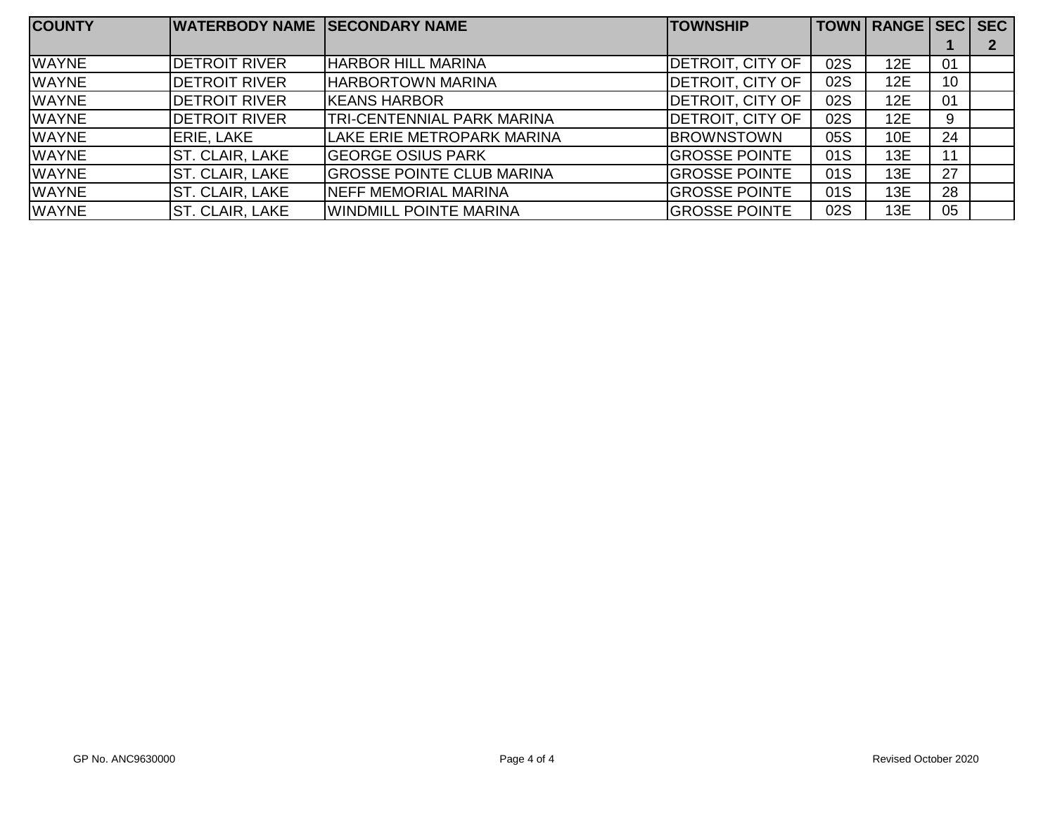| COUNTY | WATERBODY NAME | SECONDARY NAME | TOWNSHIP | TOWN | RANGE | SEC 1 | SEC 2 |
|---|---|---|---|---|---|---|---|
| WAYNE | DETROIT RIVER | HARBOR HILL MARINA | DETROIT, CITY OF | 02S | 12E | 01 | |
| WAYNE | DETROIT RIVER | HARBORTOWN MARINA | DETROIT, CITY OF | 02S | 12E | 10 | |
| WAYNE | DETROIT RIVER | KEANS HARBOR | DETROIT, CITY OF | 02S | 12E | 01 | |
| WAYNE | DETROIT RIVER | TRI-CENTENNIAL PARK MARINA | DETROIT, CITY OF | 02S | 12E | 9 | |
| WAYNE | ERIE, LAKE | LAKE ERIE METROPARK MARINA | BROWNSTOWN | 05S | 10E | 24 | |
| WAYNE | ST. CLAIR, LAKE | GEORGE OSIUS PARK | GROSSE POINTE | 01S | 13E | 11 | |
| WAYNE | ST. CLAIR, LAKE | GROSSE POINTE CLUB MARINA | GROSSE POINTE | 01S | 13E | 27 | |
| WAYNE | ST. CLAIR, LAKE | NEFF MEMORIAL MARINA | GROSSE POINTE | 01S | 13E | 28 | |
| WAYNE | ST. CLAIR, LAKE | WINDMILL POINTE MARINA | GROSSE POINTE | 02S | 13E | 05 | |

GP No. ANC9630000

Revised October 2020